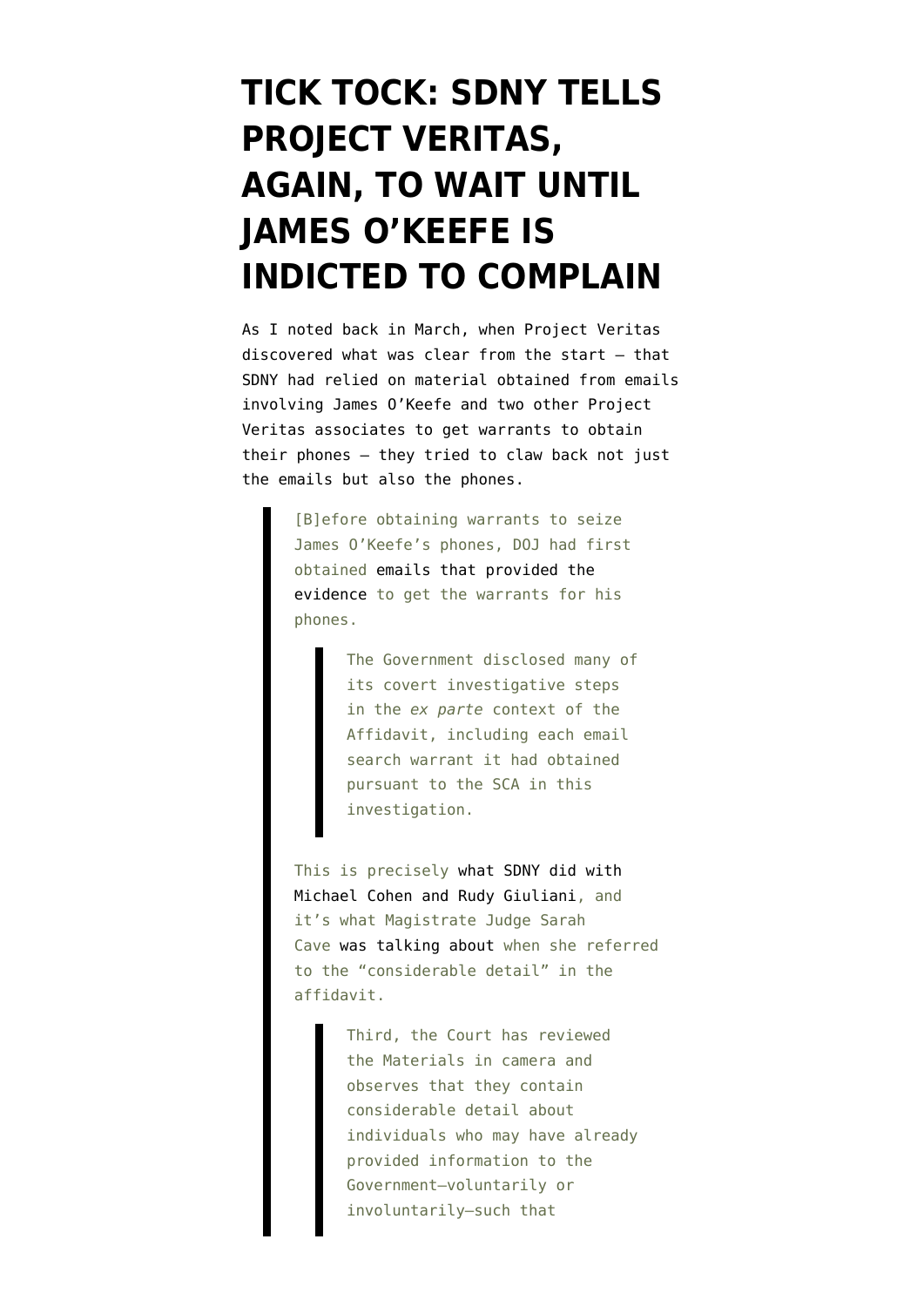# TICK TOCK: SDNY TELLS PROJECT VERITAS, AGAIN, TO WAIT UNTIL JAMES O'KEEFE IS INDICTED TO COMPLAIN

As I noted back in March, when Project Veritas discovered what was clear from the start — that SDNY had relied on material obtained from emails involving James O'Keefe and two other Project Veritas associates to get warrants to obtain their phones — they tried to claw back not just the emails but also the phones.

> [B]efore obtaining warrants to seize James O'Keefe's phones, DOJ had first obtained emails that provided the evidence to get the warrants for his phones.
>
> > The Government disclosed many of its covert investigative steps in the *ex parte* context of the Affidavit, including each email search warrant it had obtained pursuant to the SCA in this investigation.
>
> This is precisely what SDNY did with Michael Cohen and Rudy Giuliani, and it's what Magistrate Judge Sarah Cave was talking about when she referred to the "considerable detail" in the affidavit.
>
> > Third, the Court has reviewed the Materials in camera and observes that they contain considerable detail about individuals who may have already provided information to the Government—voluntarily or involuntarily—such that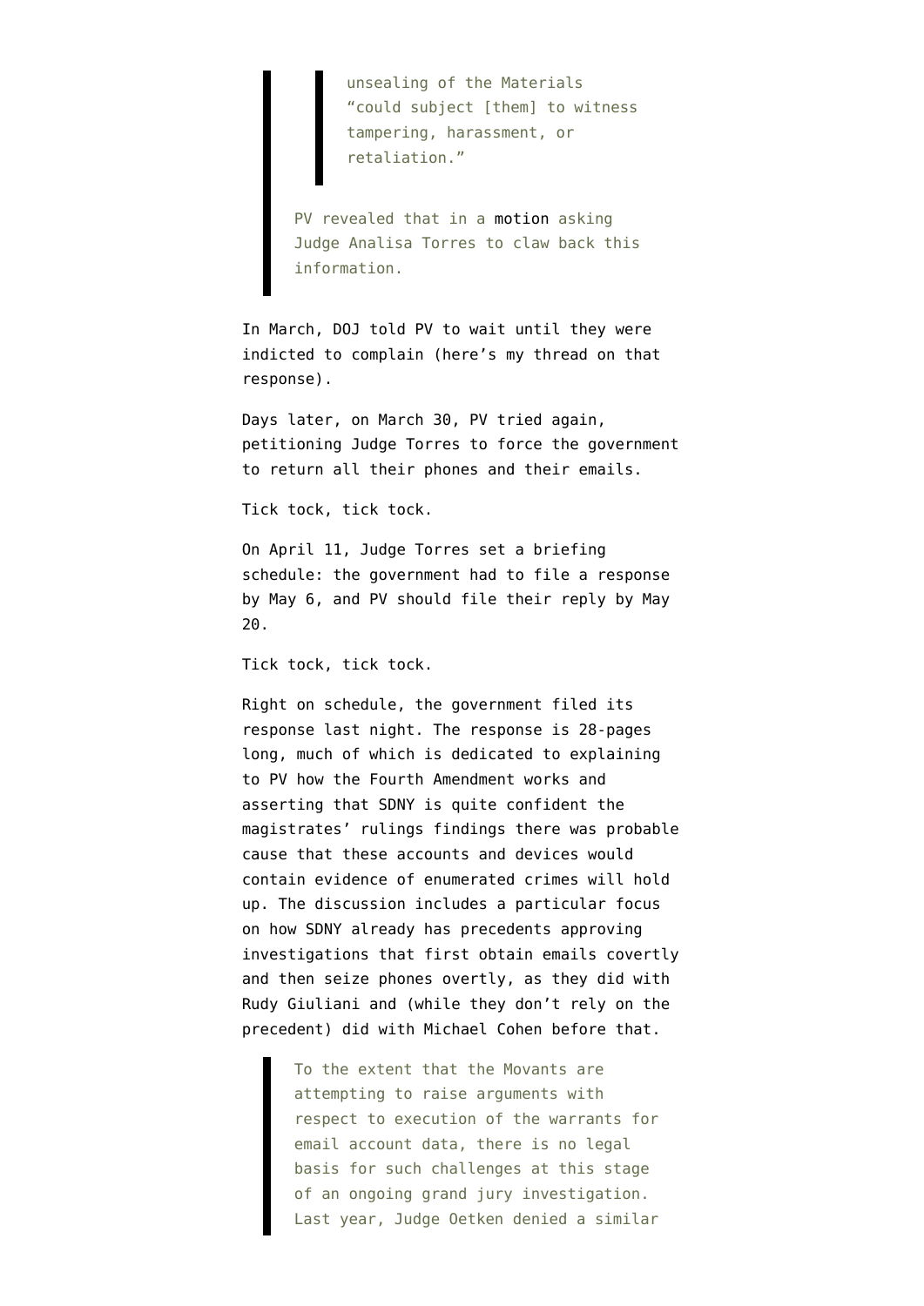> > unsealing of the Materials "could subject [them] to witness tampering, harassment, or retaliation."
>
> PV revealed that in a motion asking Judge Analisa Torres to claw back this information.

In March, DOJ told PV to wait until they were indicted to complain (here's my thread on that response).

Days later, on March 30, PV tried again, petitioning Judge Torres to force the government to return all their phones and their emails.

Tick tock, tick tock.

On April 11, Judge Torres set a briefing schedule: the government had to file a response by May 6, and PV should file their reply by May 20.

Tick tock, tick tock.

Right on schedule, the government filed its response last night. The response is 28-pages long, much of which is dedicated to explaining to PV how the Fourth Amendment works and asserting that SDNY is quite confident the magistrates' rulings findings there was probable cause that these accounts and devices would contain evidence of enumerated crimes will hold up. The discussion includes a particular focus on how SDNY already has precedents approving investigations that first obtain emails covertly and then seize phones overtly, as they did with Rudy Giuliani and (while they don't rely on the precedent) did with Michael Cohen before that.

> To the extent that the Movants are attempting to raise arguments with respect to execution of the warrants for email account data, there is no legal basis for such challenges at this stage of an ongoing grand jury investigation. Last year, Judge Oetken denied a similar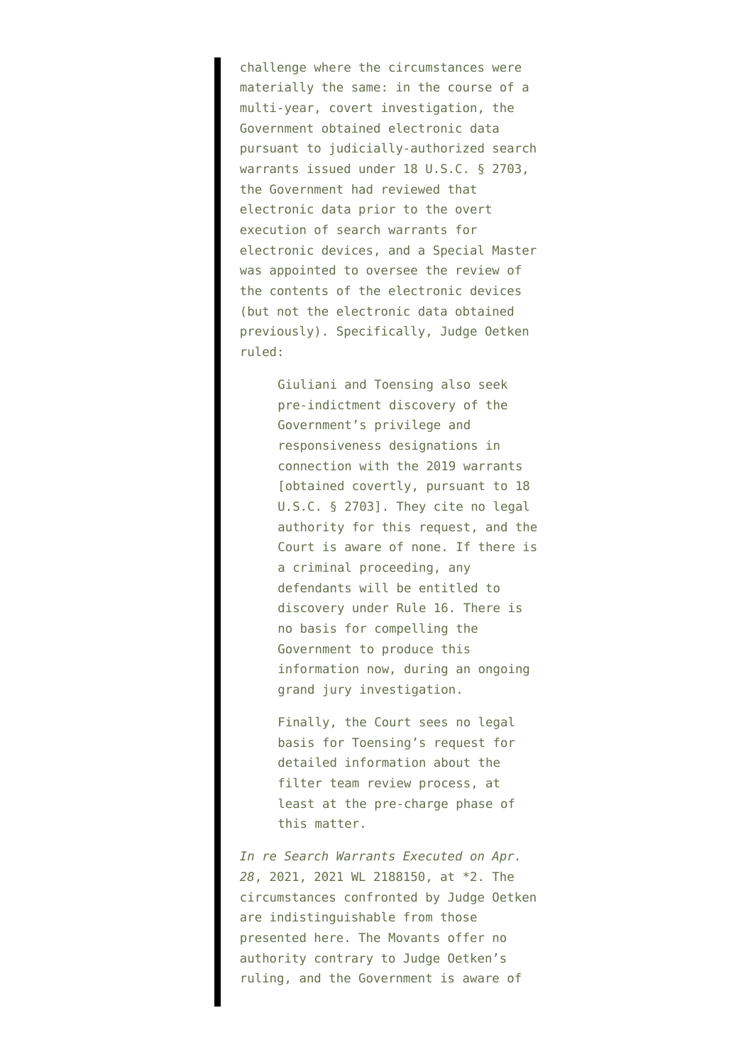> challenge where the circumstances were materially the same: in the course of a multi-year, covert investigation, the Government obtained electronic data pursuant to judicially-authorized search warrants issued under 18 U.S.C. § 2703, the Government had reviewed that electronic data prior to the overt execution of search warrants for electronic devices, and a Special Master was appointed to oversee the review of the contents of the electronic devices (but not the electronic data obtained previously). Specifically, Judge Oetken ruled:
>
> > Giuliani and Toensing also seek pre-indictment discovery of the Government's privilege and responsiveness designations in connection with the 2019 warrants [obtained covertly, pursuant to 18 U.S.C. § 2703]. They cite no legal authority for this request, and the Court is aware of none. If there is a criminal proceeding, any defendants will be entitled to discovery under Rule 16. There is no basis for compelling the Government to produce this information now, during an ongoing grand jury investigation.
> >
> > Finally, the Court sees no legal basis for Toensing's request for detailed information about the filter team review process, at least at the pre-charge phase of this matter.
>
> *In re Search Warrants Executed on Apr. 28*, 2021, 2021 WL 2188150, at *2. The circumstances confronted by Judge Oetken are indistinguishable from those presented here. The Movants offer no authority contrary to Judge Oetken's ruling, and the Government is aware of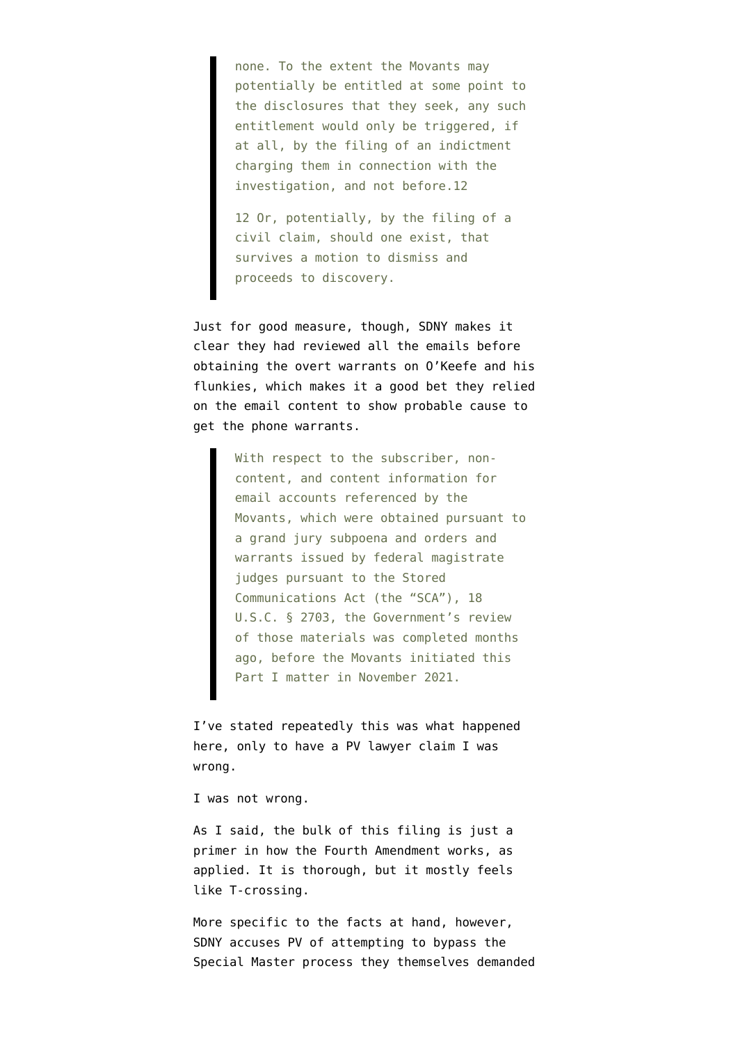> none. To the extent the Movants may potentially be entitled at some point to the disclosures that they seek, any such entitlement would only be triggered, if at all, by the filing of an indictment charging them in connection with the investigation, and not before.12
>
> 12 Or, potentially, by the filing of a civil claim, should one exist, that survives a motion to dismiss and proceeds to discovery.

Just for good measure, though, SDNY makes it clear they had reviewed all the emails before obtaining the overt warrants on O'Keefe and his flunkies, which makes it a good bet they relied on the email content to show probable cause to get the phone warrants.

> With respect to the subscriber, non-content, and content information for email accounts referenced by the Movants, which were obtained pursuant to a grand jury subpoena and orders and warrants issued by federal magistrate judges pursuant to the Stored Communications Act (the "SCA"), 18 U.S.C. § 2703, the Government's review of those materials was completed months ago, before the Movants initiated this Part I matter in November 2021.

I've stated repeatedly this was what happened here, only to have a PV lawyer claim I was wrong.

I was not wrong.

As I said, the bulk of this filing is just a primer in how the Fourth Amendment works, as applied. It is thorough, but it mostly feels like T-crossing.

More specific to the facts at hand, however, SDNY accuses PV of attempting to bypass the Special Master process they themselves demanded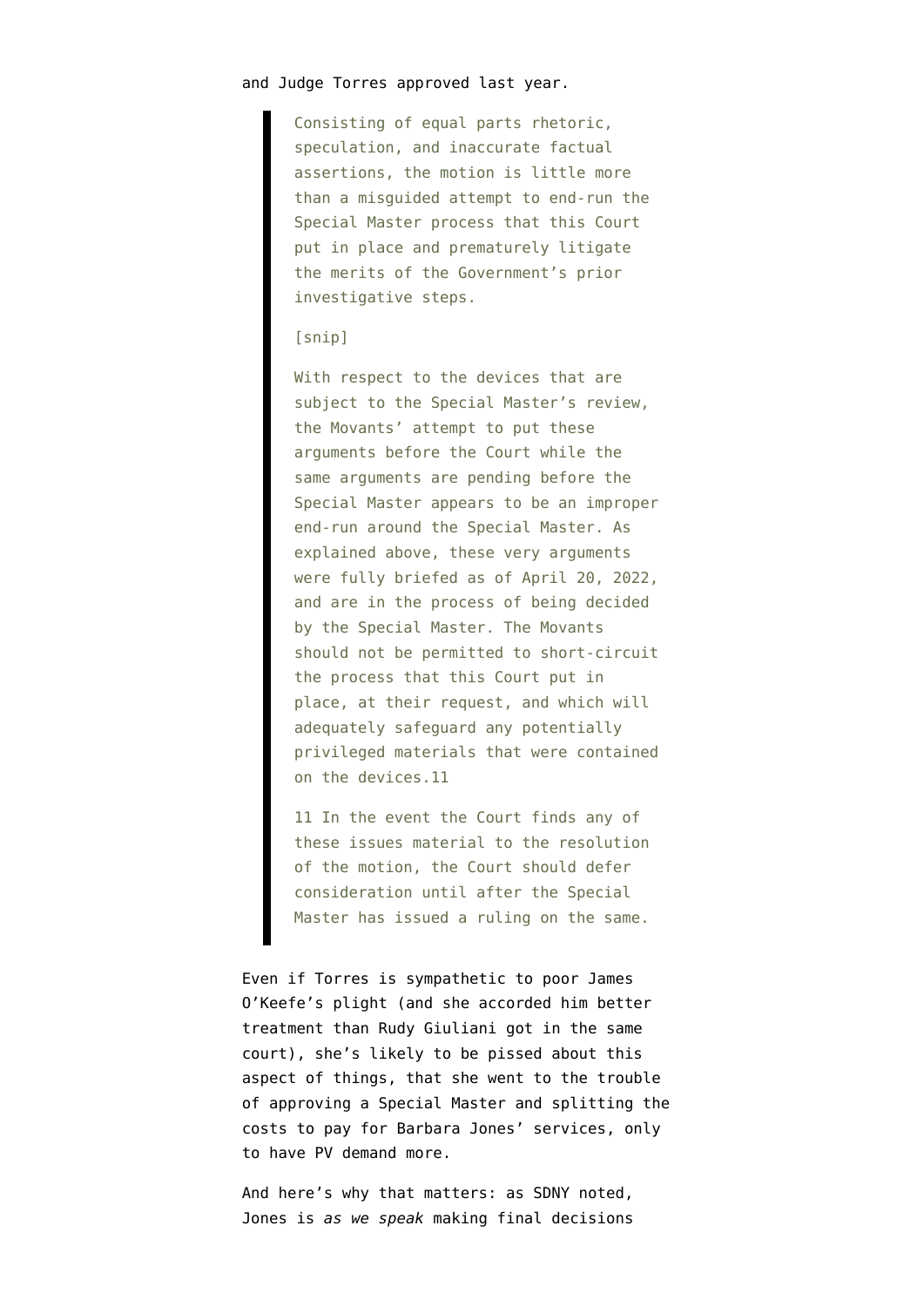and Judge Torres approved last year.

> Consisting of equal parts rhetoric, speculation, and inaccurate factual assertions, the motion is little more than a misguided attempt to end-run the Special Master process that this Court put in place and prematurely litigate the merits of the Government's prior investigative steps.
>
> [snip]
>
> With respect to the devices that are subject to the Special Master's review, the Movants' attempt to put these arguments before the Court while the same arguments are pending before the Special Master appears to be an improper end-run around the Special Master. As explained above, these very arguments were fully briefed as of April 20, 2022, and are in the process of being decided by the Special Master. The Movants should not be permitted to short-circuit the process that this Court put in place, at their request, and which will adequately safeguard any potentially privileged materials that were contained on the devices.11
>
> 11 In the event the Court finds any of these issues material to the resolution of the motion, the Court should defer consideration until after the Special Master has issued a ruling on the same.

Even if Torres is sympathetic to poor James O'Keefe's plight (and she accorded him better treatment than Rudy Giuliani got in the same court), she's likely to be pissed about this aspect of things, that she went to the trouble of approving a Special Master and splitting the costs to pay for Barbara Jones' services, only to have PV demand more.

And here's why that matters: as SDNY noted, Jones is *as we speak* making final decisions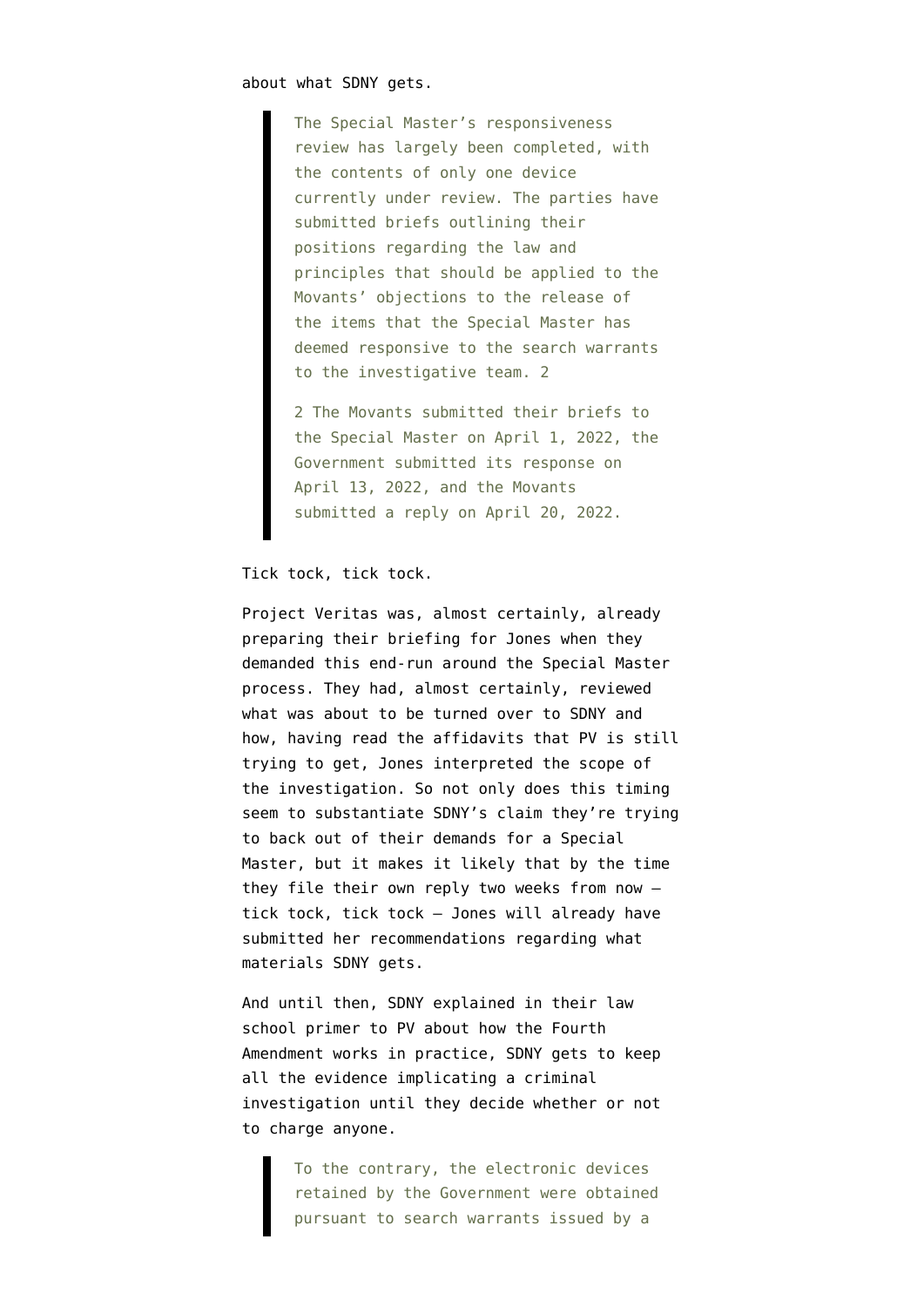about what SDNY gets.

> The Special Master's responsiveness review has largely been completed, with the contents of only one device currently under review. The parties have submitted briefs outlining their positions regarding the law and principles that should be applied to the Movants' objections to the release of the items that the Special Master has deemed responsive to the search warrants to the investigative team. 2
>
> 2 The Movants submitted their briefs to the Special Master on April 1, 2022, the Government submitted its response on April 13, 2022, and the Movants submitted a reply on April 20, 2022.

Tick tock, tick tock.

Project Veritas was, almost certainly, already preparing their briefing for Jones when they demanded this end-run around the Special Master process. They had, almost certainly, reviewed what was about to be turned over to SDNY and how, having read the affidavits that PV is still trying to get, Jones interpreted the scope of the investigation. So not only does this timing seem to substantiate SDNY's claim they're trying to back out of their demands for a Special Master, but it makes it likely that by the time they file their own reply two weeks from now — tick tock, tick tock — Jones will already have submitted her recommendations regarding what materials SDNY gets.

And until then, SDNY explained in their law school primer to PV about how the Fourth Amendment works in practice, SDNY gets to keep all the evidence implicating a criminal investigation until they decide whether or not to charge anyone.

> To the contrary, the electronic devices retained by the Government were obtained pursuant to search warrants issued by a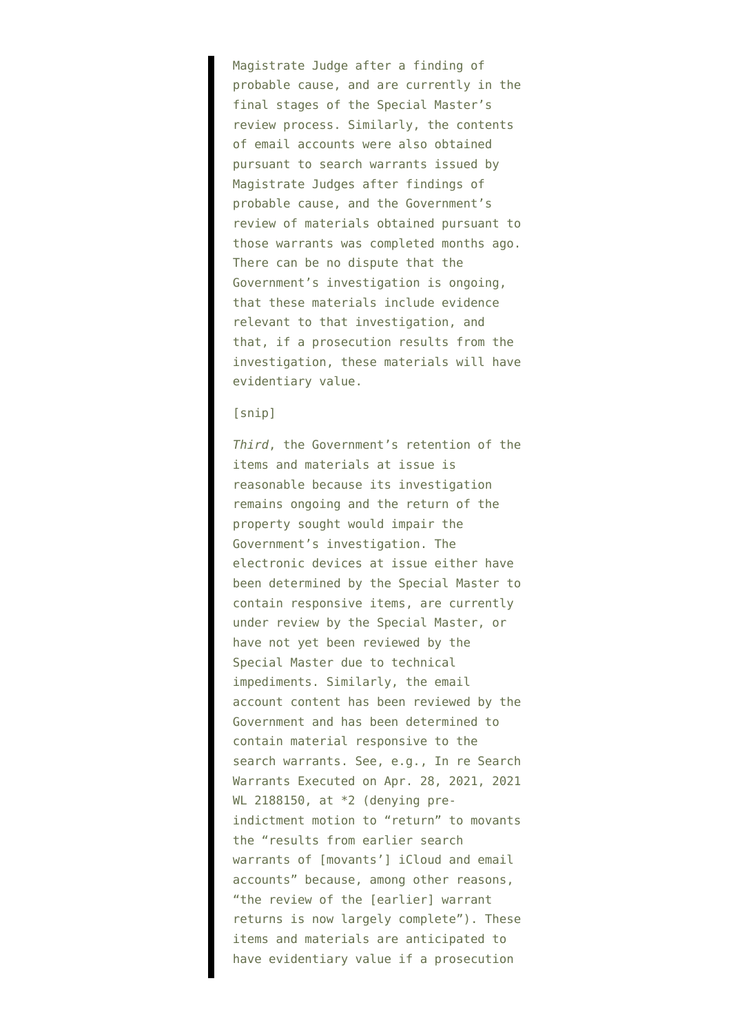> Magistrate Judge after a finding of probable cause, and are currently in the final stages of the Special Master's review process. Similarly, the contents of email accounts were also obtained pursuant to search warrants issued by Magistrate Judges after findings of probable cause, and the Government's review of materials obtained pursuant to those warrants was completed months ago. There can be no dispute that the Government's investigation is ongoing, that these materials include evidence relevant to that investigation, and that, if a prosecution results from the investigation, these materials will have evidentiary value.
>
> [snip]
>
> *Third*, the Government's retention of the items and materials at issue is reasonable because its investigation remains ongoing and the return of the property sought would impair the Government's investigation. The electronic devices at issue either have been determined by the Special Master to contain responsive items, are currently under review by the Special Master, or have not yet been reviewed by the Special Master due to technical impediments. Similarly, the email account content has been reviewed by the Government and has been determined to contain material responsive to the search warrants. See, e.g., In re Search Warrants Executed on Apr. 28, 2021, 2021 WL 2188150, at *2 (denying pre-indictment motion to "return" to movants the "results from earlier search warrants of [movants'] iCloud and email accounts" because, among other reasons, "the review of the [earlier] warrant returns is now largely complete"). These items and materials are anticipated to have evidentiary value if a prosecution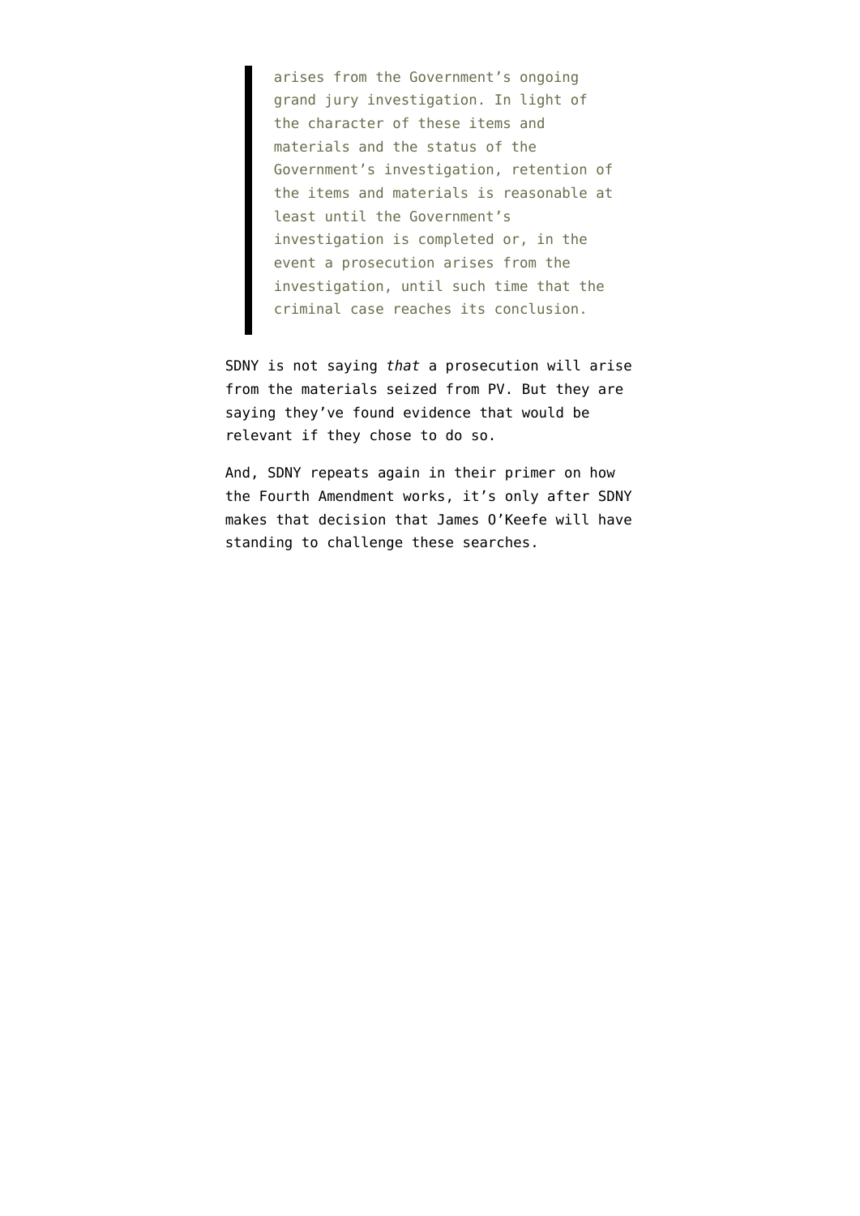> arises from the Government’s ongoing grand jury investigation. In light of the character of these items and materials and the status of the Government’s investigation, retention of the items and materials is reasonable at least until the Government’s investigation is completed or, in the event a prosecution arises from the investigation, until such time that the criminal case reaches its conclusion.

SDNY is not saying *that* a prosecution will arise from the materials seized from PV. But they are saying they’ve found evidence that would be relevant if they chose to do so.

And, SDNY repeats again in their primer on how the Fourth Amendment works, it’s only after SDNY makes that decision that James O’Keefe will have standing to challenge these searches.